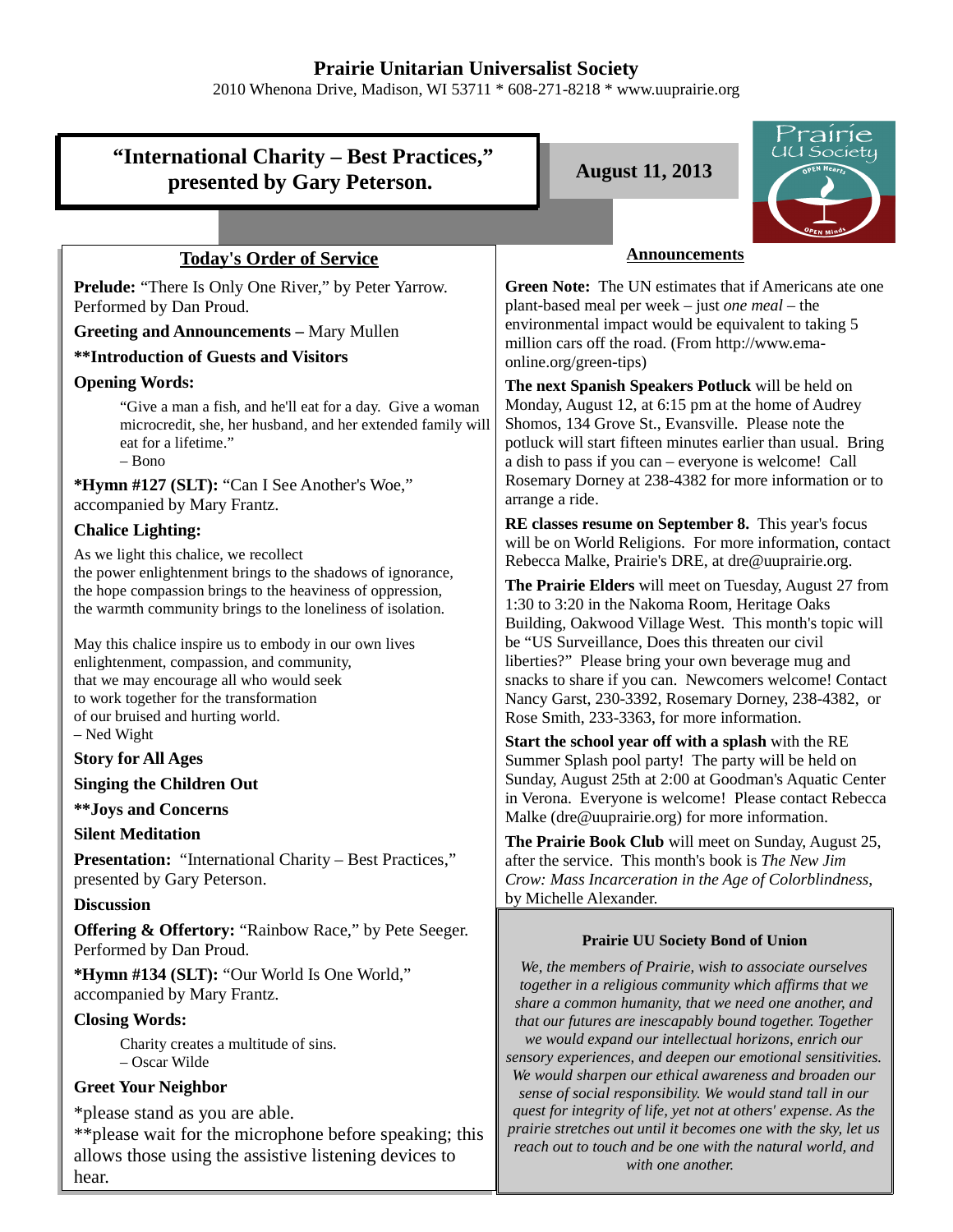# Prairie Unitarian Universalist Society

2010 Whenona Drive, Madison, WI 53711 * 608-271-8218 * www.uuprairie.org

## "International Charity – Best Practices," presented by Gary Peterson.

**August 11, 2013**

### Today's Order of Service

**Prelude:** "There Is Only One River," by Peter Yarrow. Performed by Dan Proud.

**Greeting and Announcements –** Mary Mullen

****Introduction of Guests and Visitors**

**Opening Words:**

> "Give a man a fish, and he'll eat for a day. Give a woman microcredit, she, her husband, and her extended family will eat for a lifetime."
> – Bono

***Hymn #127 (SLT):** "Can I See Another's Woe," accompanied by Mary Frantz.

**Chalice Lighting:**

As we light this chalice, we recollect
the power enlightenment brings to the shadows of ignorance,
the hope compassion brings to the heaviness of oppression,
the warmth community brings to the loneliness of isolation.

May this chalice inspire us to embody in our own lives
enlightenment, compassion, and community,
that we may encourage all who would seek
to work together for the transformation
of our bruised and hurting world.
– Ned Wight

**Story for All Ages**

**Singing the Children Out**

****Joys and Concerns**

**Silent Meditation**

**Presentation:** "International Charity – Best Practices," presented by Gary Peterson.

**Discussion**

**Offering & Offertory:** "Rainbow Race," by Pete Seeger. Performed by Dan Proud.

***Hymn #134 (SLT):** "Our World Is One World," accompanied by Mary Frantz.

**Closing Words:**

> Charity creates a multitude of sins.
> – Oscar Wilde

**Greet Your Neighbor**

*please stand as you are able.
**please wait for the microphone before speaking; this allows those using the assistive listening devices to hear.

### Announcements

**Green Note:** The UN estimates that if Americans ate one plant-based meal per week – just *one meal* – the environmental impact would be equivalent to taking 5 million cars off the road. (From http://www.ema-online.org/green-tips)

**The next Spanish Speakers Potluck** will be held on Monday, August 12, at 6:15 pm at the home of Audrey Shomos, 134 Grove St., Evansville. Please note the potluck will start fifteen minutes earlier than usual. Bring a dish to pass if you can – everyone is welcome! Call Rosemary Dorney at 238-4382 for more information or to arrange a ride.

**RE classes resume on September 8.** This year's focus will be on World Religions. For more information, contact Rebecca Malke, Prairie's DRE, at dre@uuprairie.org.

**The Prairie Elders** will meet on Tuesday, August 27 from 1:30 to 3:20 in the Nakoma Room, Heritage Oaks Building, Oakwood Village West. This month's topic will be "US Surveillance, Does this threaten our civil liberties?" Please bring your own beverage mug and snacks to share if you can. Newcomers welcome! Contact Nancy Garst, 230-3392, Rosemary Dorney, 238-4382, or Rose Smith, 233-3363, for more information.

**Start the school year off with a splash** with the RE Summer Splash pool party! The party will be held on Sunday, August 25th at 2:00 at Goodman's Aquatic Center in Verona. Everyone is welcome! Please contact Rebecca Malke (dre@uuprairie.org) for more information.

**The Prairie Book Club** will meet on Sunday, August 25, after the service. This month's book is *The New Jim Crow: Mass Incarceration in the Age of Colorblindness*, by Michelle Alexander.

**Prairie UU Society Bond of Union**

*We, the members of Prairie, wish to associate ourselves together in a religious community which affirms that we share a common humanity, that we need one another, and that our futures are inescapably bound together. Together we would expand our intellectual horizons, enrich our sensory experiences, and deepen our emotional sensitivities. We would sharpen our ethical awareness and broaden our sense of social responsibility. We would stand tall in our quest for integrity of life, yet not at others' expense. As the prairie stretches out until it becomes one with the sky, let us reach out to touch and be one with the natural world, and with one another.*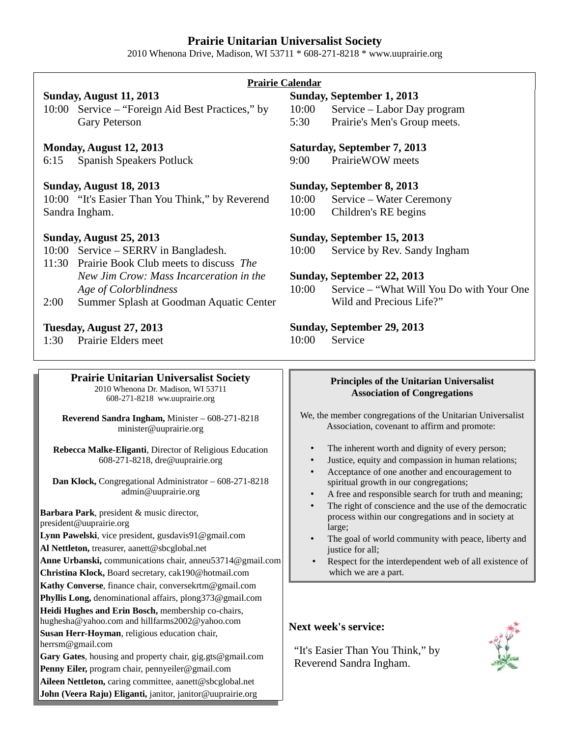# Prairie Unitarian Universalist Society

2010 Whenona Drive, Madison, WI 53711 * 608-271-8218 * www.uuprairie.org

## Prairie Calendar

**Sunday, August 11, 2013**
10:00 Service – "Foreign Aid Best Practices," by Gary Peterson

**Monday, August 12, 2013**
6:15 Spanish Speakers Potluck

**Sunday, August 18, 2013**
10:00 "It's Easier Than You Think," by Reverend Sandra Ingham.

**Sunday, August 25, 2013**
10:00 Service – SERRV in Bangladesh.
11:30 Prairie Book Club meets to discuss *The New Jim Crow: Mass Incarceration in the Age of Colorblindness*
2:00 Summer Splash at Goodman Aquatic Center

**Tuesday, August 27, 2013**
1:30 Prairie Elders meet

**Sunday, September 1, 2013**
10:00 Service – Labor Day program
5:30 Prairie's Men's Group meets.

**Saturday, September 7, 2013**
9:00 PrairieWOW meets

**Sunday, September 8, 2013**
10:00 Service – Water Ceremony
10:00 Children's RE begins

**Sunday, September 15, 2013**
10:00 Service by Rev. Sandy Ingham

**Sunday, September 22, 2013**
10:00 Service – "What Will You Do with Your One Wild and Precious Life?"

**Sunday, September 29, 2013**
10:00 Service

---

**Prairie Unitarian Universalist Society**
2010 Whenona Dr. Madison, WI 53711
608-271-8218 ww.uuprairie.org

**Reverend Sandra Ingham,** Minister – 608-271-8218
minister@uuprairie.org

**Rebecca Malke-Eliganti**, Director of Religious Education
608-271-8218, dre@uuprairie.org

**Dan Klock,** Congregational Administrator – 608-271-8218
admin@uuprairie.org

**Barbara Park**, president & music director, president@uuprairie.org
**Lynn Pawelski**, vice president, gusdavis91@gmail.com
**Al Nettleton,** treasurer, aanett@sbcglobal.net
**Anne Urbanski,** communications chair, anneu53714@gmail.com
**Christina Klock,** Board secretary, cak190@hotmail.com
**Kathy Converse**, finance chair, conversekrtm@gmail.com
**Phyllis Long,** denominational affairs, plong373@gmail.com
**Heidi Hughes and Erin Bosch,** membership co-chairs, hughesha@yahoo.com and hillfarms2002@yahoo.com
**Susan Herr-Hoyman**, religious education chair, herrsm@gmail.com
**Gary Gates**, housing and property chair, gig.gts@gmail.com
**Penny Eiler,** program chair, pennyeiler@gmail.com
**Aileen Nettleton,** caring committee, aanett@sbcglobal.net
**John (Veera Raju) Eliganti,** janitor, janitor@uuprairie.org

---

**Principles of the Unitarian Universalist Association of Congregations**

We, the member congregations of the Unitarian Universalist Association, covenant to affirm and promote:

- The inherent worth and dignity of every person;
- Justice, equity and compassion in human relations;
- Acceptance of one another and encouragement to spiritual growth in our congregations;
- A free and responsible search for truth and meaning;
- The right of conscience and the use of the democratic process within our congregations and in society at large;
- The goal of world community with peace, liberty and justice for all;
- Respect for the interdependent web of all existence of which we are a part.

**Next week's service:**

"It's Easier Than You Think," by Reverend Sandra Ingham.